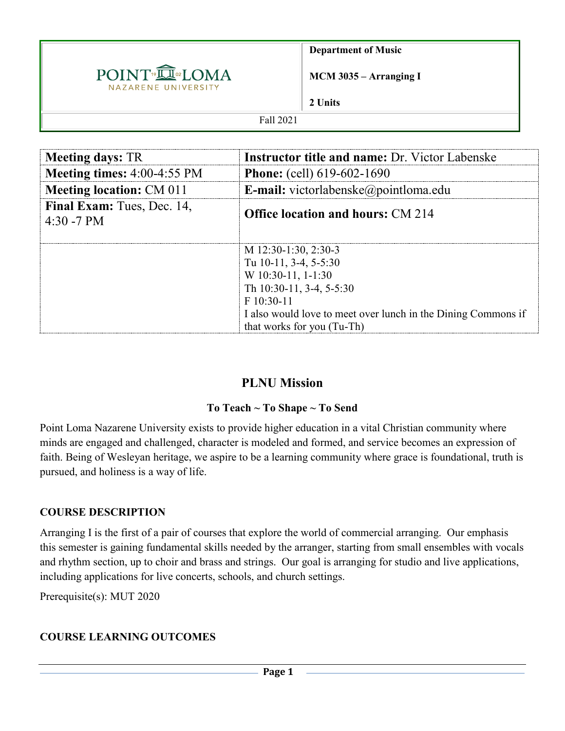| POINT LOMA NAZARENE UNIVERSITY | **Department of Music**<br>**MCM 3035 – Arranging I**<br>**2 Units** |
|---|---|
| Fall 2021 | |

| | |
|---|---|
| **Meeting days:** TR | **Instructor title and name:** Dr. Victor Labenske |
| **Meeting times:** 4:00-4:55 PM | **Phone:** (cell) 619-602-1690 |
| **Meeting location:** CM 011 | **E-mail:** victorlabenske@pointloma.edu |
| **Final Exam:** Tues, Dec. 14, 4:30 -7 PM | **Office location and hours:** CM 214 |
| | M 12:30-1:30, 2:30-3<br>Tu 10-11, 3-4, 5-5:30<br>W 10:30-11, 1-1:30<br>Th 10:30-11, 3-4, 5-5:30<br>F 10:30-11<br>I also would love to meet over lunch in the Dining Commons if that works for you (Tu-Th) |

## PLNU Mission

**To Teach ~ To Shape ~ To Send**

Point Loma Nazarene University exists to provide higher education in a vital Christian community where minds are engaged and challenged, character is modeled and formed, and service becomes an expression of faith. Being of Wesleyan heritage, we aspire to be a learning community where grace is foundational, truth is pursued, and holiness is a way of life.

### COURSE DESCRIPTION

Arranging I is the first of a pair of courses that explore the world of commercial arranging. Our emphasis this semester is gaining fundamental skills needed by the arranger, starting from small ensembles with vocals and rhythm section, up to choir and brass and strings. Our goal is arranging for studio and live applications, including applications for live concerts, schools, and church settings.

Prerequisite(s): MUT 2020

### COURSE LEARNING OUTCOMES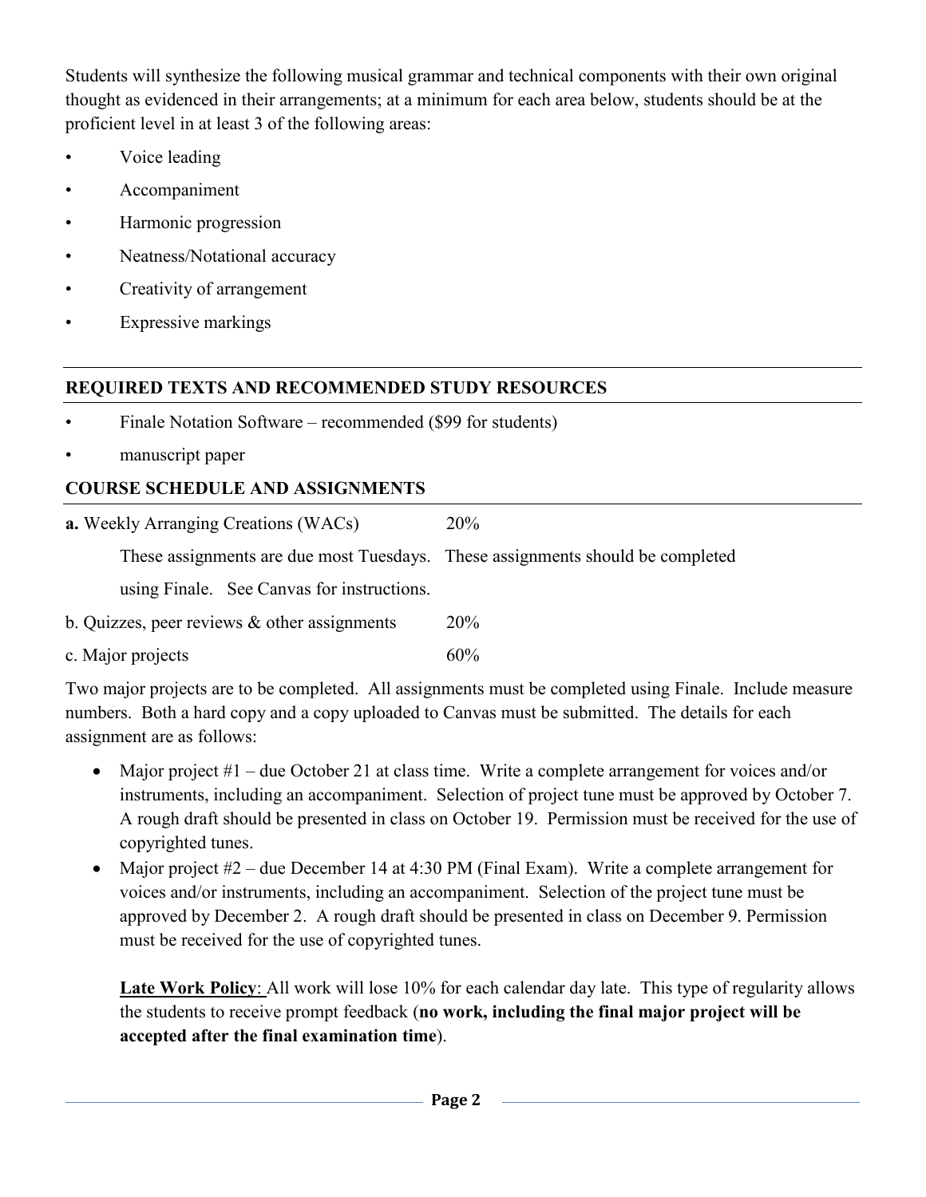Students will synthesize the following musical grammar and technical components with their own original thought as evidenced in their arrangements; at a minimum for each area below, students should be at the proficient level in at least 3 of the following areas:

- Voice leading
- Accompaniment
- Harmonic progression
- Neatness/Notational accuracy
- Creativity of arrangement
- Expressive markings

## REQUIRED TEXTS AND RECOMMENDED STUDY RESOURCES

- Finale Notation Software – recommended ($99 for students)
- manuscript paper

## COURSE SCHEDULE AND ASSIGNMENTS

**a.** Weekly Arranging Creations (WACs) 20%

These assignments are due most Tuesdays. These assignments should be completed using Finale. See Canvas for instructions.

b. Quizzes, peer reviews & other assignments 20%

c. Major projects 60%

Two major projects are to be completed. All assignments must be completed using Finale. Include measure numbers. Both a hard copy and a copy uploaded to Canvas must be submitted. The details for each assignment are as follows:

- Major project #1 – due October 21 at class time. Write a complete arrangement for voices and/or instruments, including an accompaniment. Selection of project tune must be approved by October 7. A rough draft should be presented in class on October 19. Permission must be received for the use of copyrighted tunes.
- Major project #2 – due December 14 at 4:30 PM (Final Exam). Write a complete arrangement for voices and/or instruments, including an accompaniment. Selection of the project tune must be approved by December 2. A rough draft should be presented in class on December 9. Permission must be received for the use of copyrighted tunes.

**Late Work Policy**: All work will lose 10% for each calendar day late. This type of regularity allows the students to receive prompt feedback (**no work, including the final major project will be accepted after the final examination time**).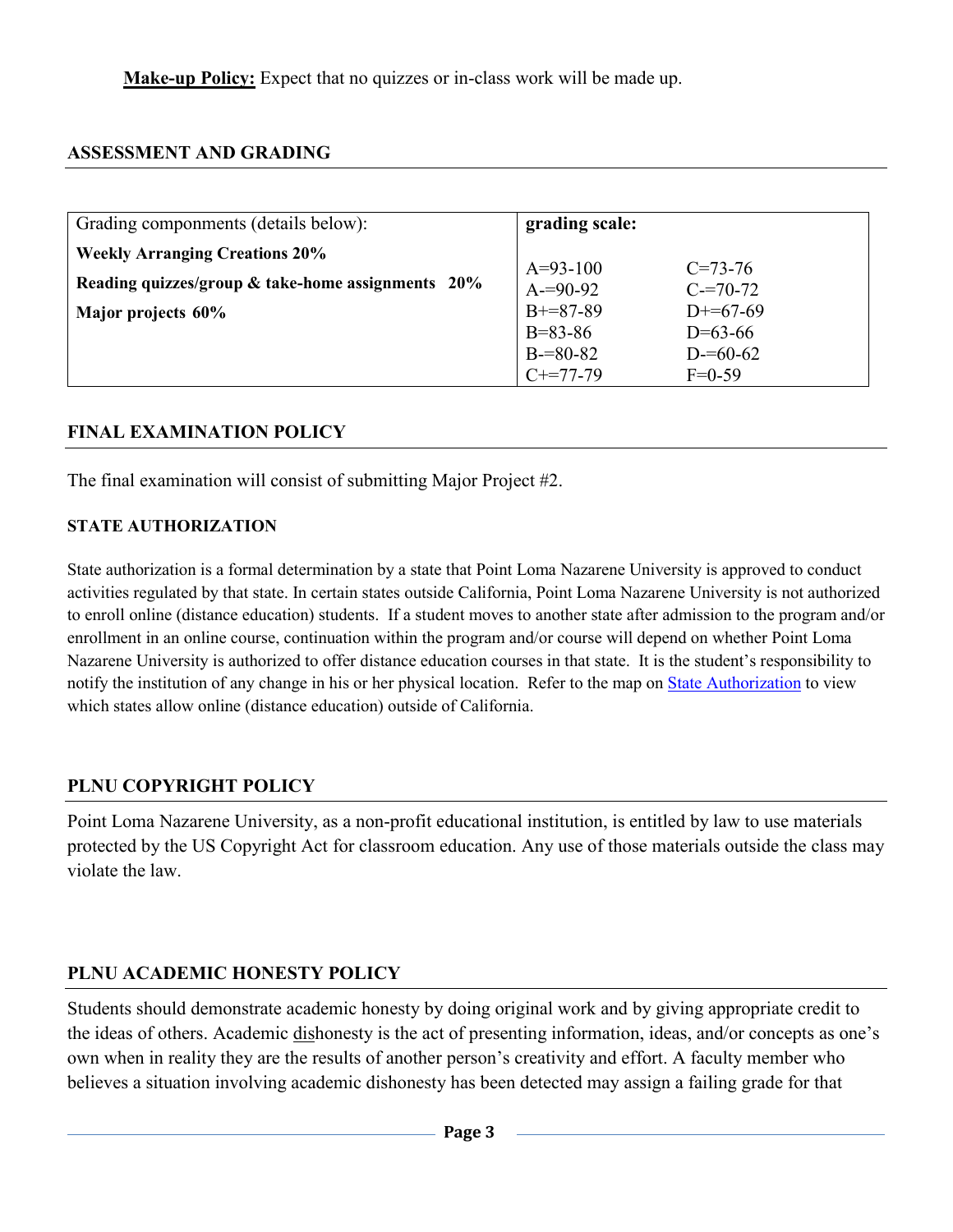**Make-up Policy:** Expect that no quizzes or in-class work will be made up.

## ASSESSMENT AND GRADING

| Grading componments (details below): | grading scale: | |
| --- | --- | --- |
| **Weekly Arranging Creations 20%** | A=93-100 | C=73-76 |
| **Reading quizzes/group & take-home assignments 20%** | A-=90-92 | C-=70-72 |
| **Major projects 60%** | B+=87-89 | D+=67-69 |
| | B=83-86 | D=63-66 |
| | B-=80-82 | D-=60-62 |
| | C+=77-79 | F=0-59 |

## FINAL EXAMINATION POLICY

The final examination will consist of submitting Major Project #2.

### STATE AUTHORIZATION

State authorization is a formal determination by a state that Point Loma Nazarene University is approved to conduct activities regulated by that state. In certain states outside California, Point Loma Nazarene University is not authorized to enroll online (distance education) students. If a student moves to another state after admission to the program and/or enrollment in an online course, continuation within the program and/or course will depend on whether Point Loma Nazarene University is authorized to offer distance education courses in that state. It is the student's responsibility to notify the institution of any change in his or her physical location. Refer to the map on State Authorization to view which states allow online (distance education) outside of California.

## PLNU COPYRIGHT POLICY

Point Loma Nazarene University, as a non-profit educational institution, is entitled by law to use materials protected by the US Copyright Act for classroom education. Any use of those materials outside the class may violate the law.

## PLNU ACADEMIC HONESTY POLICY

Students should demonstrate academic honesty by doing original work and by giving appropriate credit to the ideas of others. Academic dishonesty is the act of presenting information, ideas, and/or concepts as one's own when in reality they are the results of another person's creativity and effort. A faculty member who believes a situation involving academic dishonesty has been detected may assign a failing grade for that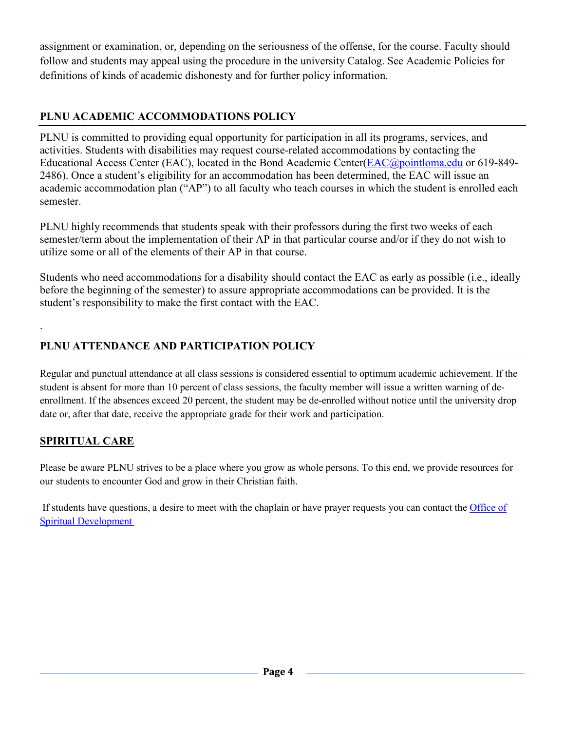assignment or examination, or, depending on the seriousness of the offense, for the course. Faculty should follow and students may appeal using the procedure in the university Catalog. See Academic Policies for definitions of kinds of academic dishonesty and for further policy information.

## PLNU ACADEMIC ACCOMMODATIONS POLICY

PLNU is committed to providing equal opportunity for participation in all its programs, services, and activities. Students with disabilities may request course-related accommodations by contacting the Educational Access Center (EAC), located in the Bond Academic Center(EAC@pointloma.edu or 619-849-2486). Once a student's eligibility for an accommodation has been determined, the EAC will issue an academic accommodation plan ("AP") to all faculty who teach courses in which the student is enrolled each semester.

PLNU highly recommends that students speak with their professors during the first two weeks of each semester/term about the implementation of their AP in that particular course and/or if they do not wish to utilize some or all of the elements of their AP in that course.

Students who need accommodations for a disability should contact the EAC as early as possible (i.e., ideally before the beginning of the semester) to assure appropriate accommodations can be provided. It is the student's responsibility to make the first contact with the EAC.

.

## PLNU ATTENDANCE AND PARTICIPATION POLICY

Regular and punctual attendance at all class sessions is considered essential to optimum academic achievement. If the student is absent for more than 10 percent of class sessions, the faculty member will issue a written warning of de-enrollment. If the absences exceed 20 percent, the student may be de-enrolled without notice until the university drop date or, after that date, receive the appropriate grade for their work and participation.

## SPIRITUAL CARE

Please be aware PLNU strives to be a place where you grow as whole persons. To this end, we provide resources for our students to encounter God and grow in their Christian faith.

If students have questions, a desire to meet with the chaplain or have prayer requests you can contact the Office of Spiritual Development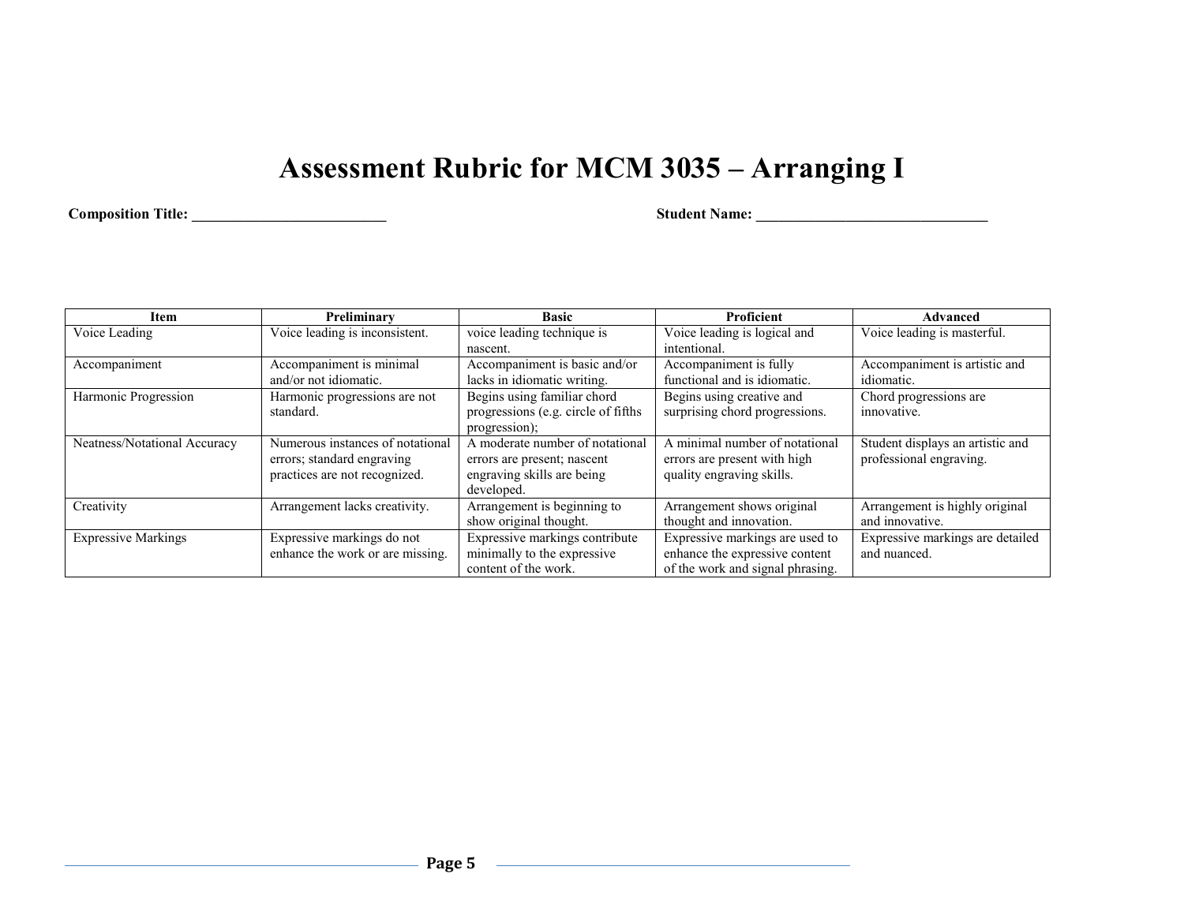# Assessment Rubric for MCM 3035 – Arranging I

**Composition Title: __________________________** **Student Name: _______________________________**

| Item | Preliminary | Basic | Proficient | Advanced |
|---|---|---|---|---|
| Voice Leading | Voice leading is inconsistent. | voice leading technique is nascent. | Voice leading is logical and intentional. | Voice leading is masterful. |
| Accompaniment | Accompaniment is minimal and/or not idiomatic. | Accompaniment is basic and/or lacks in idiomatic writing. | Accompaniment is fully functional and is idiomatic. | Accompaniment is artistic and idiomatic. |
| Harmonic Progression | Harmonic progressions are not standard. | Begins using familiar chord progressions (e.g. circle of fifths progression); | Begins using creative and surprising chord progressions. | Chord progressions are innovative. |
| Neatness/Notational Accuracy | Numerous instances of notational errors; standard engraving practices are not recognized. | A moderate number of notational errors are present; nascent engraving skills are being developed. | A minimal number of notational errors are present with high quality engraving skills. | Student displays an artistic and professional engraving. |
| Creativity | Arrangement lacks creativity. | Arrangement is beginning to show original thought. | Arrangement shows original thought and innovation. | Arrangement is highly original and innovative. |
| Expressive Markings | Expressive markings do not enhance the work or are missing. | Expressive markings contribute minimally to the expressive content of the work. | Expressive markings are used to enhance the expressive content of the work and signal phrasing. | Expressive markings are detailed and nuanced. |